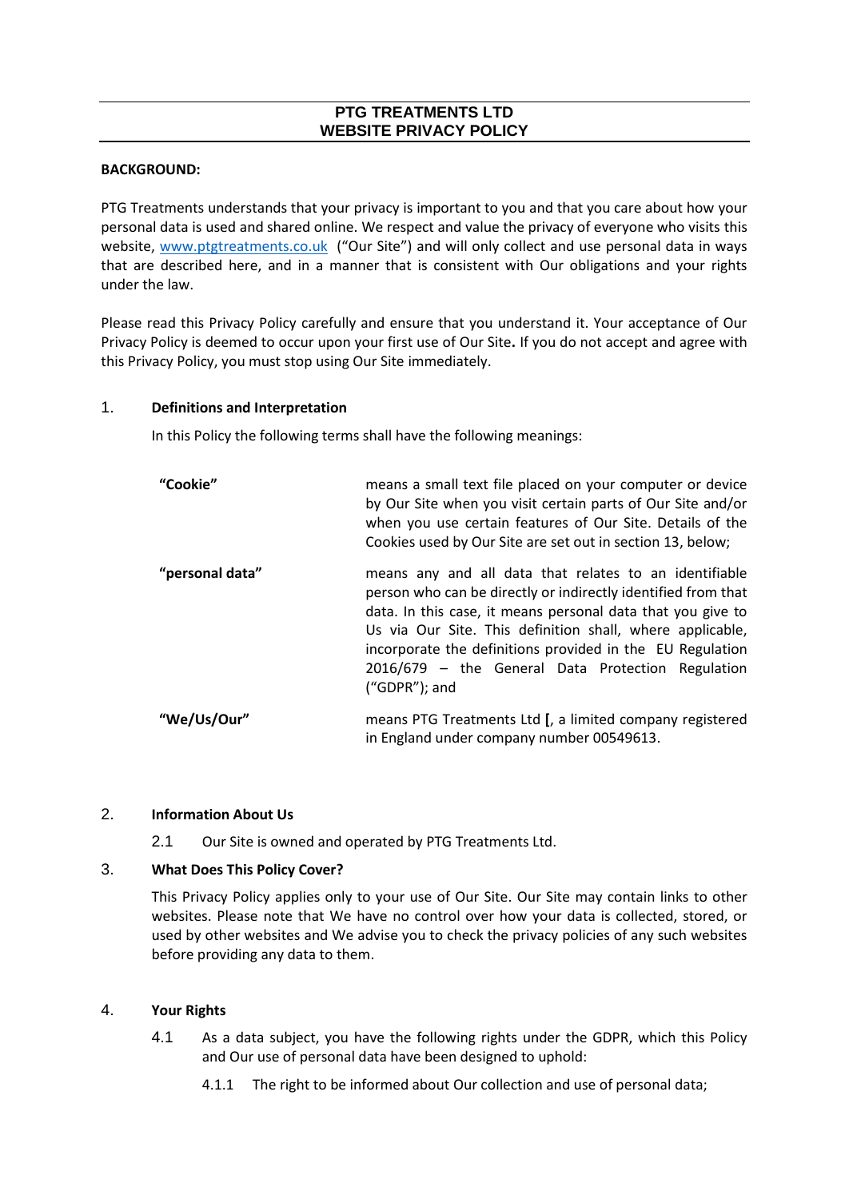# PTG TREATMENTS LTD
# WEBSITE PRIVACY POLICY

**BACKGROUND:**

PTG Treatments understands that your privacy is important to you and that you care about how your personal data is used and shared online. We respect and value the privacy of everyone who visits this website, www.ptgtreatments.co.uk ("Our Site") and will only collect and use personal data in ways that are described here, and in a manner that is consistent with Our obligations and your rights under the law.

Please read this Privacy Policy carefully and ensure that you understand it. Your acceptance of Our Privacy Policy is deemed to occur upon your first use of Our Site**.** If you do not accept and agree with this Privacy Policy, you must stop using Our Site immediately.

## 1. Definitions and Interpretation

In this Policy the following terms shall have the following meanings:

| | |
|---|---|
| **"Cookie"** | means a small text file placed on your computer or device by Our Site when you visit certain parts of Our Site and/or when you use certain features of Our Site. Details of the Cookies used by Our Site are set out in section 13, below; |
| **"personal data"** | means any and all data that relates to an identifiable person who can be directly or indirectly identified from that data. In this case, it means personal data that you give to Us via Our Site. This definition shall, where applicable, incorporate the definitions provided in the EU Regulation 2016/679 – the General Data Protection Regulation ("GDPR"); and |
| **"We/Us/Our"** | means PTG Treatments Ltd **[**, a limited company registered in England under company number 00549613. |

## 2. Information About Us

2.1 Our Site is owned and operated by PTG Treatments Ltd.

## 3. What Does This Policy Cover?

This Privacy Policy applies only to your use of Our Site. Our Site may contain links to other websites. Please note that We have no control over how your data is collected, stored, or used by other websites and We advise you to check the privacy policies of any such websites before providing any data to them.

## 4. Your Rights

4.1 As a data subject, you have the following rights under the GDPR, which this Policy and Our use of personal data have been designed to uphold:

4.1.1 The right to be informed about Our collection and use of personal data;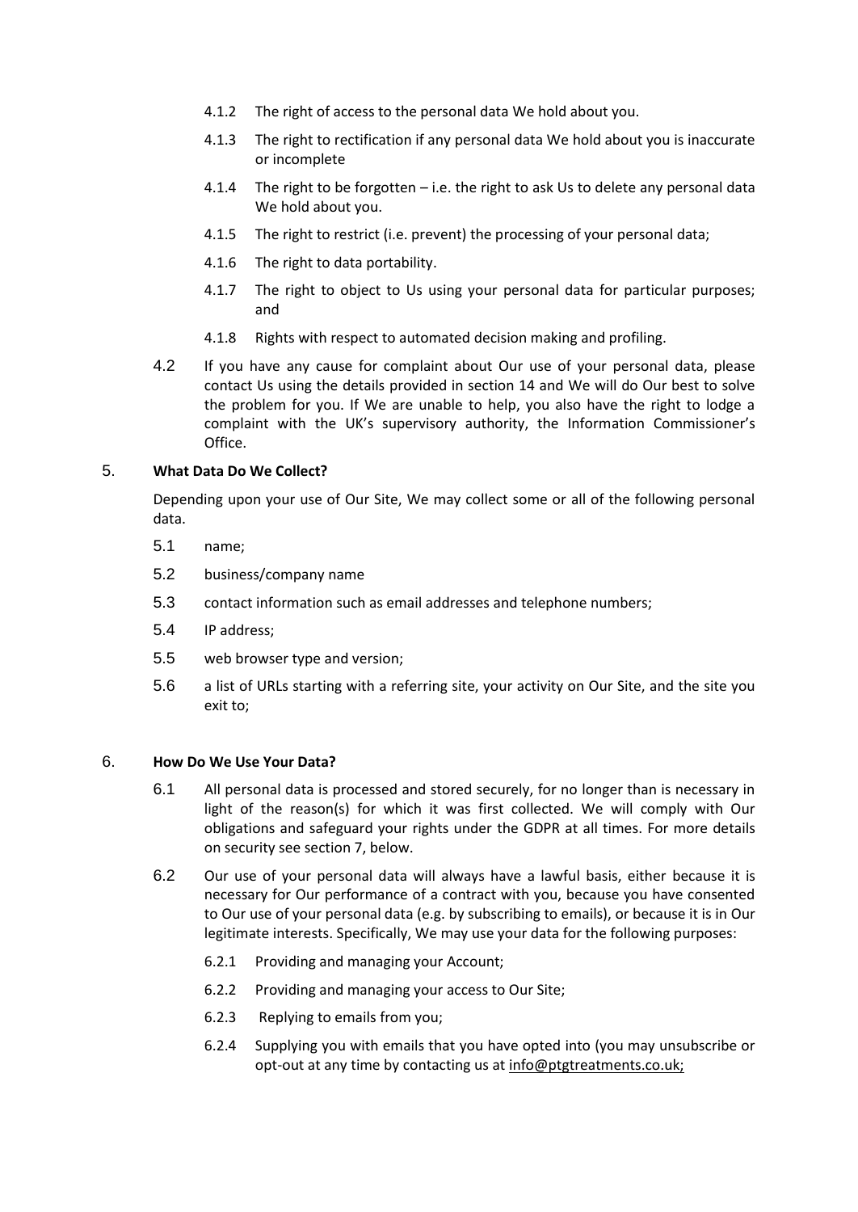4.1.2 The right of access to the personal data We hold about you.

4.1.3 The right to rectification if any personal data We hold about you is inaccurate or incomplete

4.1.4 The right to be forgotten – i.e. the right to ask Us to delete any personal data We hold about you.

4.1.5 The right to restrict (i.e. prevent) the processing of your personal data;

4.1.6 The right to data portability.

4.1.7 The right to object to Us using your personal data for particular purposes; and

4.1.8 Rights with respect to automated decision making and profiling.

4.2 If you have any cause for complaint about Our use of your personal data, please contact Us using the details provided in section 14 and We will do Our best to solve the problem for you. If We are unable to help, you also have the right to lodge a complaint with the UK's supervisory authority, the Information Commissioner's Office.

## 5. What Data Do We Collect?

Depending upon your use of Our Site, We may collect some or all of the following personal data.

5.1 name;

5.2 business/company name

5.3 contact information such as email addresses and telephone numbers;

5.4 IP address;

5.5 web browser type and version;

5.6 a list of URLs starting with a referring site, your activity on Our Site, and the site you exit to;

## 6. How Do We Use Your Data?

6.1 All personal data is processed and stored securely, for no longer than is necessary in light of the reason(s) for which it was first collected. We will comply with Our obligations and safeguard your rights under the GDPR at all times. For more details on security see section 7, below.

6.2 Our use of your personal data will always have a lawful basis, either because it is necessary for Our performance of a contract with you, because you have consented to Our use of your personal data (e.g. by subscribing to emails), or because it is in Our legitimate interests. Specifically, We may use your data for the following purposes:

6.2.1 Providing and managing your Account;

6.2.2 Providing and managing your access to Our Site;

6.2.3 Replying to emails from you;

6.2.4 Supplying you with emails that you have opted into (you may unsubscribe or opt-out at any time by contacting us at info@ptgtreatments.co.uk;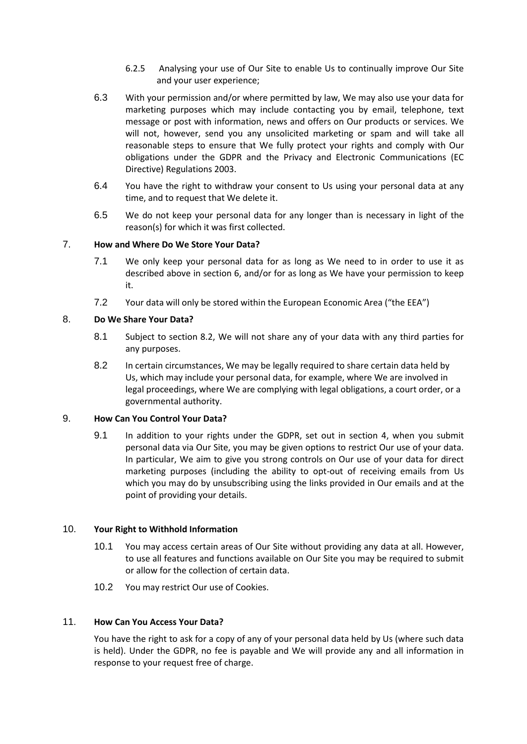6.2.5 Analysing your use of Our Site to enable Us to continually improve Our Site and your user experience;

6.3 With your permission and/or where permitted by law, We may also use your data for marketing purposes which may include contacting you by email, telephone, text message or post with information, news and offers on Our products or services. We will not, however, send you any unsolicited marketing or spam and will take all reasonable steps to ensure that We fully protect your rights and comply with Our obligations under the GDPR and the Privacy and Electronic Communications (EC Directive) Regulations 2003.

6.4 You have the right to withdraw your consent to Us using your personal data at any time, and to request that We delete it.

6.5 We do not keep your personal data for any longer than is necessary in light of the reason(s) for which it was first collected.

## 7. How and Where Do We Store Your Data?

7.1 We only keep your personal data for as long as We need to in order to use it as described above in section 6, and/or for as long as We have your permission to keep it.

7.2 Your data will only be stored within the European Economic Area ("the EEA")

## 8. Do We Share Your Data?

8.1 Subject to section 8.2, We will not share any of your data with any third parties for any purposes.

8.2 In certain circumstances, We may be legally required to share certain data held by Us, which may include your personal data, for example, where We are involved in legal proceedings, where We are complying with legal obligations, a court order, or a governmental authority.

## 9. How Can You Control Your Data?

9.1 In addition to your rights under the GDPR, set out in section 4, when you submit personal data via Our Site, you may be given options to restrict Our use of your data. In particular, We aim to give you strong controls on Our use of your data for direct marketing purposes (including the ability to opt-out of receiving emails from Us which you may do by unsubscribing using the links provided in Our emails and at the point of providing your details.

## 10. Your Right to Withhold Information

10.1 You may access certain areas of Our Site without providing any data at all. However, to use all features and functions available on Our Site you may be required to submit or allow for the collection of certain data.

10.2 You may restrict Our use of Cookies.

## 11. How Can You Access Your Data?

You have the right to ask for a copy of any of your personal data held by Us (where such data is held). Under the GDPR, no fee is payable and We will provide any and all information in response to your request free of charge.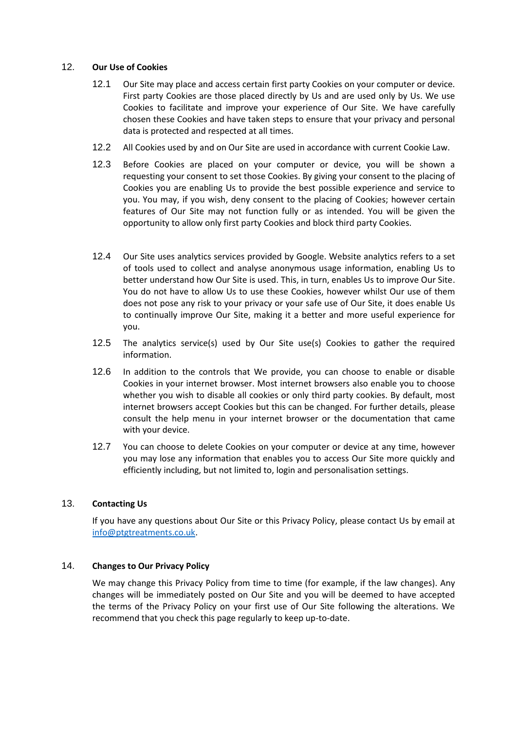## 12. Our Use of Cookies

12.1 Our Site may place and access certain first party Cookies on your computer or device. First party Cookies are those placed directly by Us and are used only by Us. We use Cookies to facilitate and improve your experience of Our Site. We have carefully chosen these Cookies and have taken steps to ensure that your privacy and personal data is protected and respected at all times.

12.2 All Cookies used by and on Our Site are used in accordance with current Cookie Law.

12.3 Before Cookies are placed on your computer or device, you will be shown a requesting your consent to set those Cookies. By giving your consent to the placing of Cookies you are enabling Us to provide the best possible experience and service to you. You may, if you wish, deny consent to the placing of Cookies; however certain features of Our Site may not function fully or as intended. You will be given the opportunity to allow only first party Cookies and block third party Cookies.

12.4 Our Site uses analytics services provided by Google. Website analytics refers to a set of tools used to collect and analyse anonymous usage information, enabling Us to better understand how Our Site is used. This, in turn, enables Us to improve Our Site. You do not have to allow Us to use these Cookies, however whilst Our use of them does not pose any risk to your privacy or your safe use of Our Site, it does enable Us to continually improve Our Site, making it a better and more useful experience for you.

12.5 The analytics service(s) used by Our Site use(s) Cookies to gather the required information.

12.6 In addition to the controls that We provide, you can choose to enable or disable Cookies in your internet browser. Most internet browsers also enable you to choose whether you wish to disable all cookies or only third party cookies. By default, most internet browsers accept Cookies but this can be changed. For further details, please consult the help menu in your internet browser or the documentation that came with your device.

12.7 You can choose to delete Cookies on your computer or device at any time, however you may lose any information that enables you to access Our Site more quickly and efficiently including, but not limited to, login and personalisation settings.

## 13. Contacting Us

If you have any questions about Our Site or this Privacy Policy, please contact Us by email at info@ptgtreatments.co.uk.

## 14. Changes to Our Privacy Policy

We may change this Privacy Policy from time to time (for example, if the law changes). Any changes will be immediately posted on Our Site and you will be deemed to have accepted the terms of the Privacy Policy on your first use of Our Site following the alterations. We recommend that you check this page regularly to keep up-to-date.